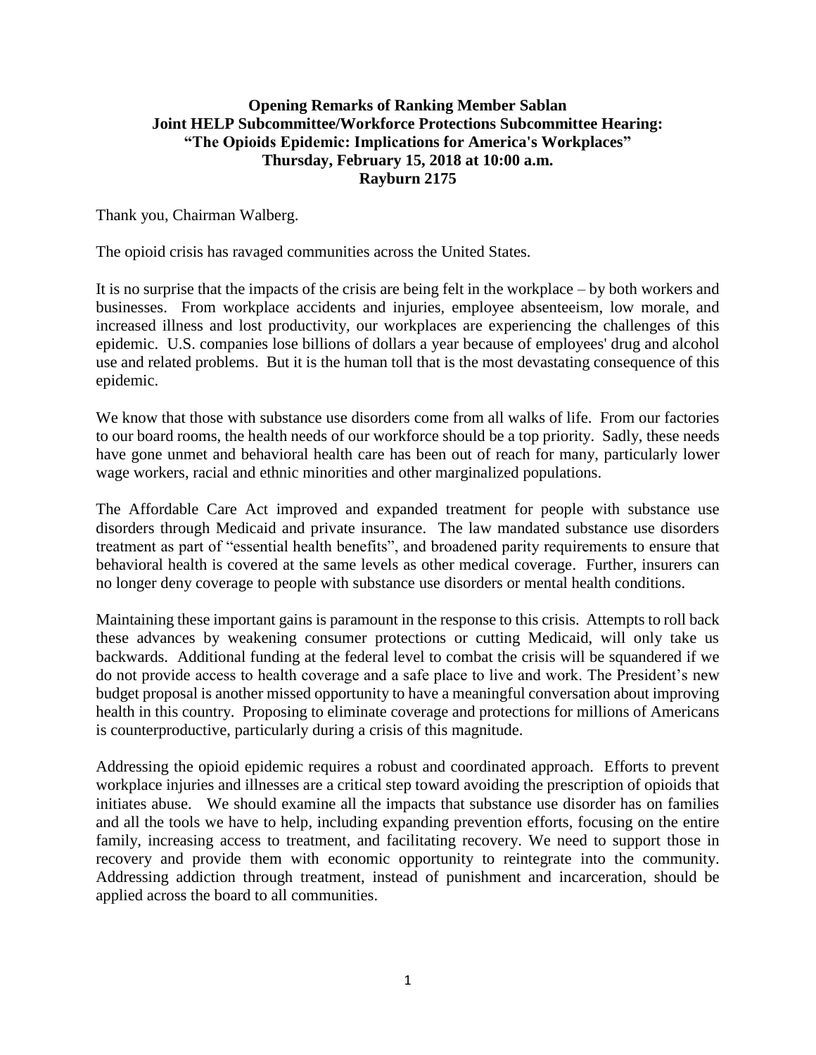**Opening Remarks of Ranking Member Sablan**
**Joint HELP Subcommittee/Workforce Protections Subcommittee Hearing:**
**"The Opioids Epidemic: Implications for America's Workplaces"**
**Thursday, February 15, 2018 at 10:00 a.m.**
**Rayburn 2175**

Thank you, Chairman Walberg.

The opioid crisis has ravaged communities across the United States.

It is no surprise that the impacts of the crisis are being felt in the workplace – by both workers and businesses. From workplace accidents and injuries, employee absenteeism, low morale, and increased illness and lost productivity, our workplaces are experiencing the challenges of this epidemic. U.S. companies lose billions of dollars a year because of employees' drug and alcohol use and related problems. But it is the human toll that is the most devastating consequence of this epidemic.

We know that those with substance use disorders come from all walks of life. From our factories to our board rooms, the health needs of our workforce should be a top priority. Sadly, these needs have gone unmet and behavioral health care has been out of reach for many, particularly lower wage workers, racial and ethnic minorities and other marginalized populations.

The Affordable Care Act improved and expanded treatment for people with substance use disorders through Medicaid and private insurance. The law mandated substance use disorders treatment as part of "essential health benefits", and broadened parity requirements to ensure that behavioral health is covered at the same levels as other medical coverage. Further, insurers can no longer deny coverage to people with substance use disorders or mental health conditions.

Maintaining these important gains is paramount in the response to this crisis. Attempts to roll back these advances by weakening consumer protections or cutting Medicaid, will only take us backwards. Additional funding at the federal level to combat the crisis will be squandered if we do not provide access to health coverage and a safe place to live and work. The President's new budget proposal is another missed opportunity to have a meaningful conversation about improving health in this country. Proposing to eliminate coverage and protections for millions of Americans is counterproductive, particularly during a crisis of this magnitude.

Addressing the opioid epidemic requires a robust and coordinated approach. Efforts to prevent workplace injuries and illnesses are a critical step toward avoiding the prescription of opioids that initiates abuse. We should examine all the impacts that substance use disorder has on families and all the tools we have to help, including expanding prevention efforts, focusing on the entire family, increasing access to treatment, and facilitating recovery. We need to support those in recovery and provide them with economic opportunity to reintegrate into the community. Addressing addiction through treatment, instead of punishment and incarceration, should be applied across the board to all communities.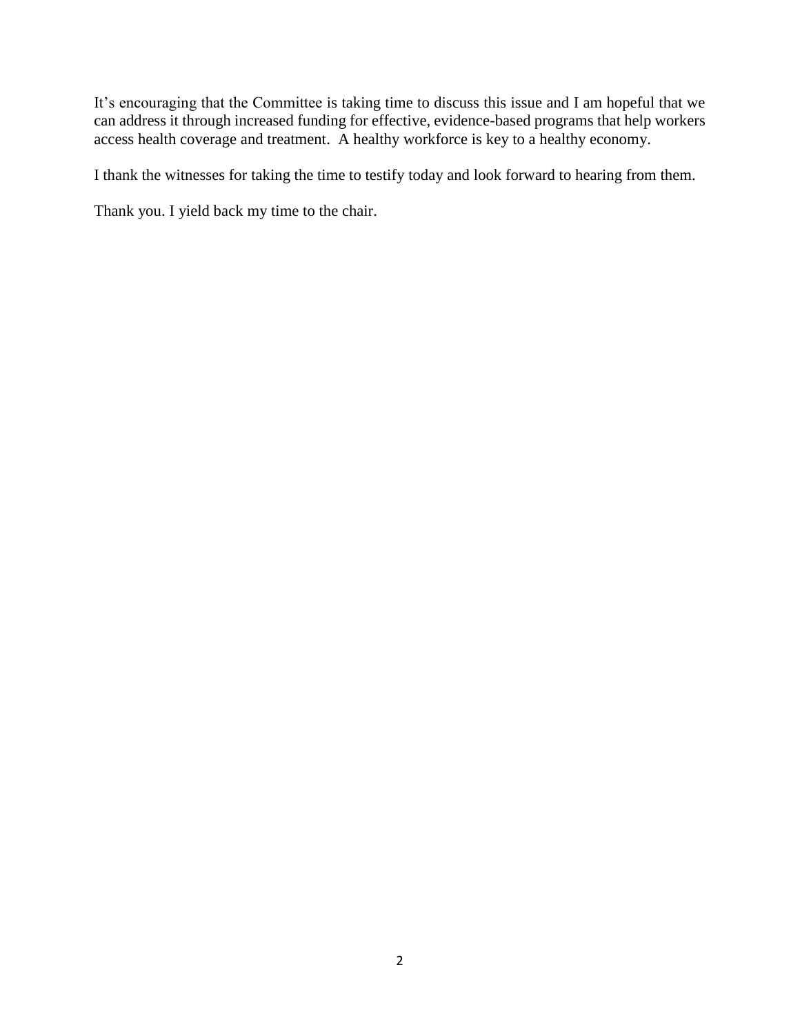It's encouraging that the Committee is taking time to discuss this issue and I am hopeful that we can address it through increased funding for effective, evidence-based programs that help workers access health coverage and treatment.  A healthy workforce is key to a healthy economy.

I thank the witnesses for taking the time to testify today and look forward to hearing from them.

Thank you. I yield back my time to the chair.